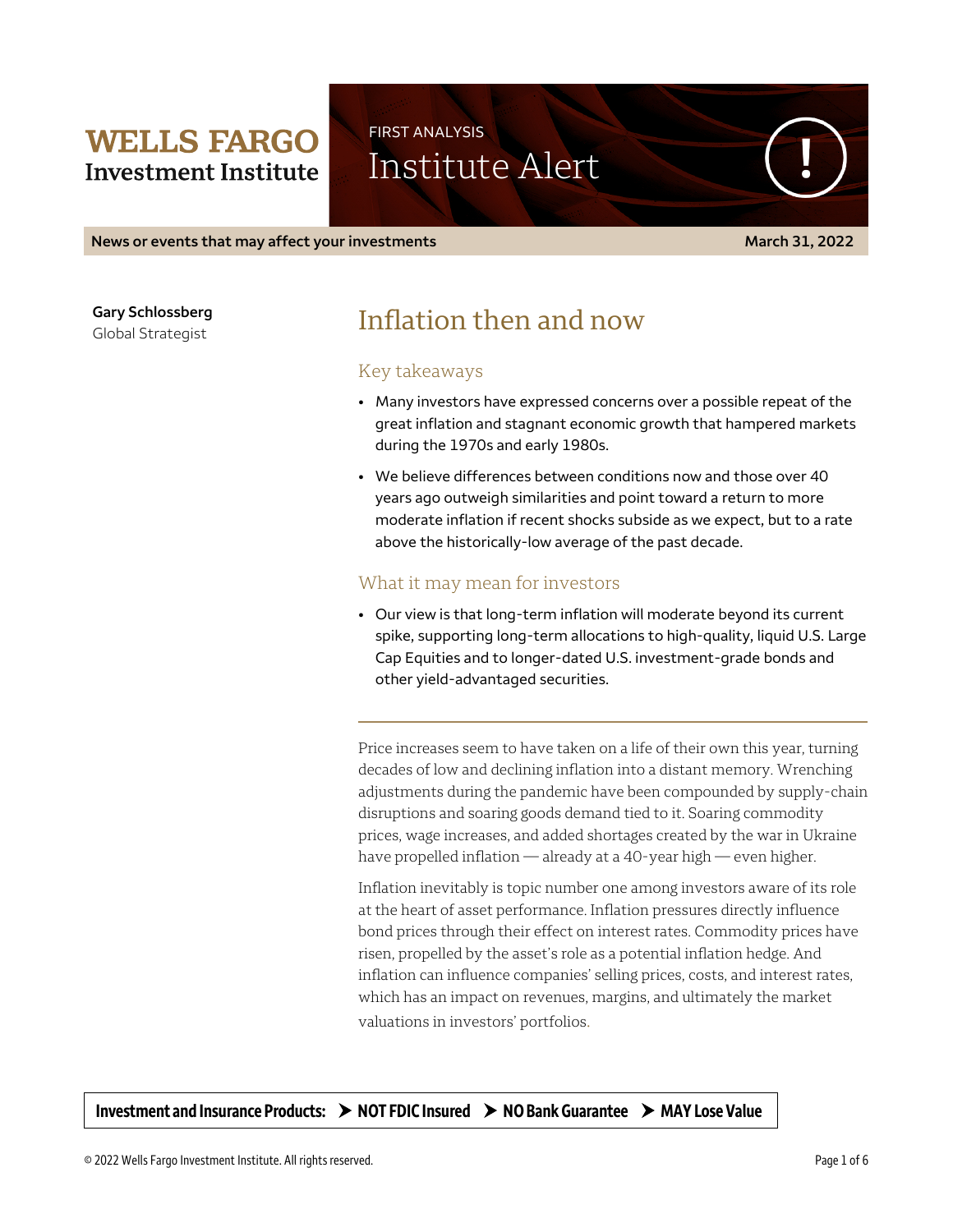**WELLS FARGO**
**Investment Institute**

FIRST ANALYSIS

Institute Alert

**News or events that may affect your investments** **March 31, 2022**

**Gary Schlossberg**
Global Strategist

# Inflation then and now

## Key takeaways

- Many investors have expressed concerns over a possible repeat of the great inflation and stagnant economic growth that hampered markets during the 1970s and early 1980s.
- We believe differences between conditions now and those over 40 years ago outweigh similarities and point toward a return to more moderate inflation if recent shocks subside as we expect, but to a rate above the historically-low average of the past decade.

## What it may mean for investors

- Our view is that long-term inflation will moderate beyond its current spike, supporting long-term allocations to high-quality, liquid U.S. Large Cap Equities and to longer-dated U.S. investment-grade bonds and other yield-advantaged securities.

---

Price increases seem to have taken on a life of their own this year, turning decades of low and declining inflation into a distant memory. Wrenching adjustments during the pandemic have been compounded by supply-chain disruptions and soaring goods demand tied to it. Soaring commodity prices, wage increases, and added shortages created by the war in Ukraine have propelled inflation — already at a 40-year high — even higher.

Inflation inevitably is topic number one among investors aware of its role at the heart of asset performance. Inflation pressures directly influence bond prices through their effect on interest rates. Commodity prices have risen, propelled by the asset's role as a potential inflation hedge. And inflation can influence companies' selling prices, costs, and interest rates, which has an impact on revenues, margins, and ultimately the market valuations in investors' portfolios.

**Investment and Insurance Products: ➤ NOT FDIC Insured ➤ NO Bank Guarantee ➤ MAY Lose Value**

© 2022 Wells Fargo Investment Institute. All rights reserved.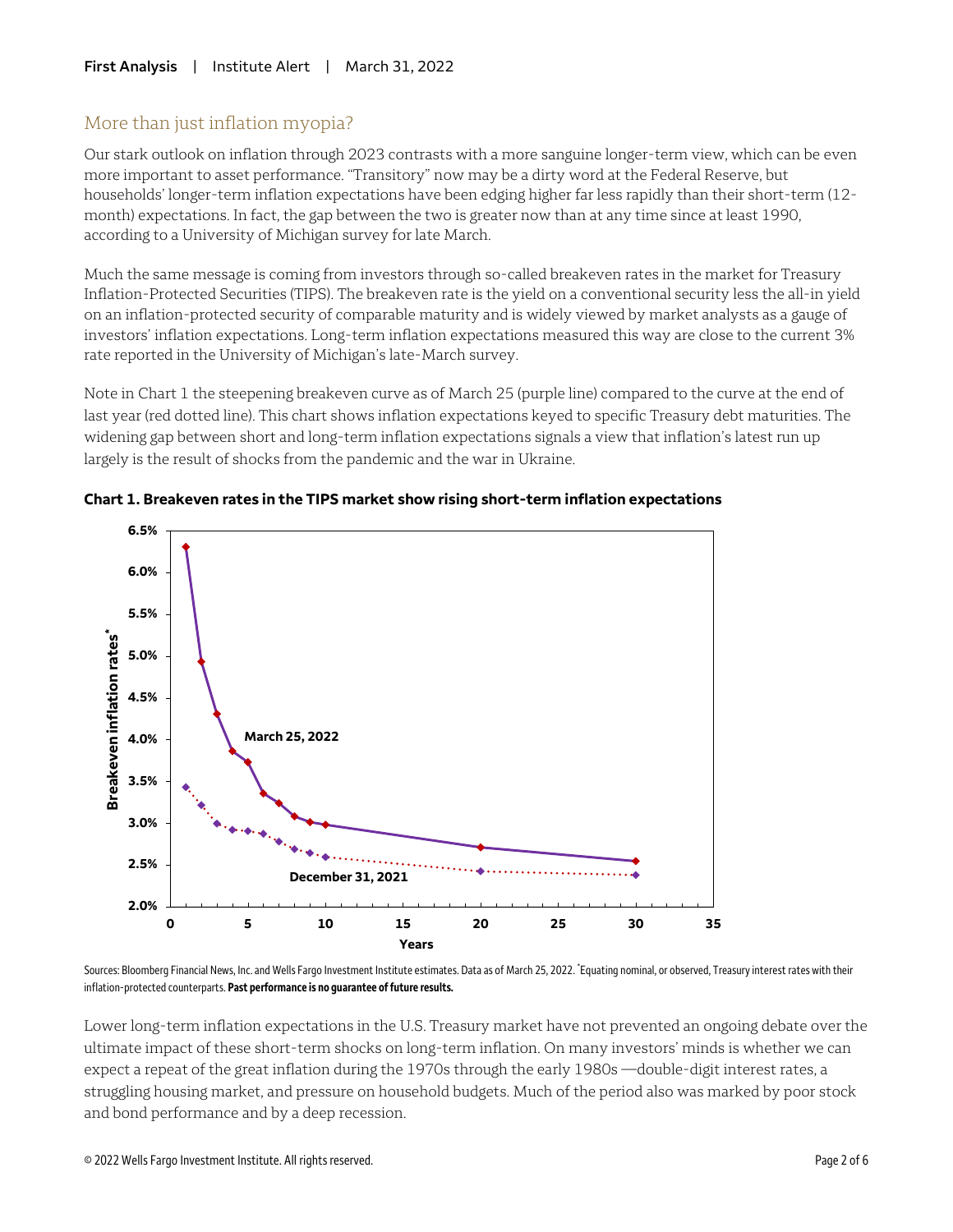## More than just inflation myopia?

Our stark outlook on inflation through 2023 contrasts with a more sanguine longer-term view, which can be even more important to asset performance. "Transitory" now may be a dirty word at the Federal Reserve, but households' longer-term inflation expectations have been edging higher far less rapidly than their short-term (12-month) expectations. In fact, the gap between the two is greater now than at any time since at least 1990, according to a University of Michigan survey for late March.

Much the same message is coming from investors through so-called breakeven rates in the market for Treasury Inflation-Protected Securities (TIPS). The breakeven rate is the yield on a conventional security less the all-in yield on an inflation-protected security of comparable maturity and is widely viewed by market analysts as a gauge of investors' inflation expectations. Long-term inflation expectations measured this way are close to the current 3% rate reported in the University of Michigan's late-March survey.

Note in Chart 1 the steepening breakeven curve as of March 25 (purple line) compared to the curve at the end of last year (red dotted line). This chart shows inflation expectations keyed to specific Treasury debt maturities. The widening gap between short and long-term inflation expectations signals a view that inflation's latest run up largely is the result of shocks from the pandemic and the war in Ukraine.

**Chart 1. Breakeven rates in the TIPS market show rising short-term inflation expectations**

Sources: Bloomberg Financial News, Inc. and Wells Fargo Investment Institute estimates. Data as of March 25, 2022. *Equating nominal, or observed, Treasury interest rates with their inflation-protected counterparts. **Past performance is no guarantee of future results.**

Lower long-term inflation expectations in the U.S. Treasury market have not prevented an ongoing debate over the ultimate impact of these short-term shocks on long-term inflation. On many investors' minds is whether we can expect a repeat of the great inflation during the 1970s through the early 1980s —double-digit interest rates, a struggling housing market, and pressure on household budgets. Much of the period also was marked by poor stock and bond performance and by a deep recession.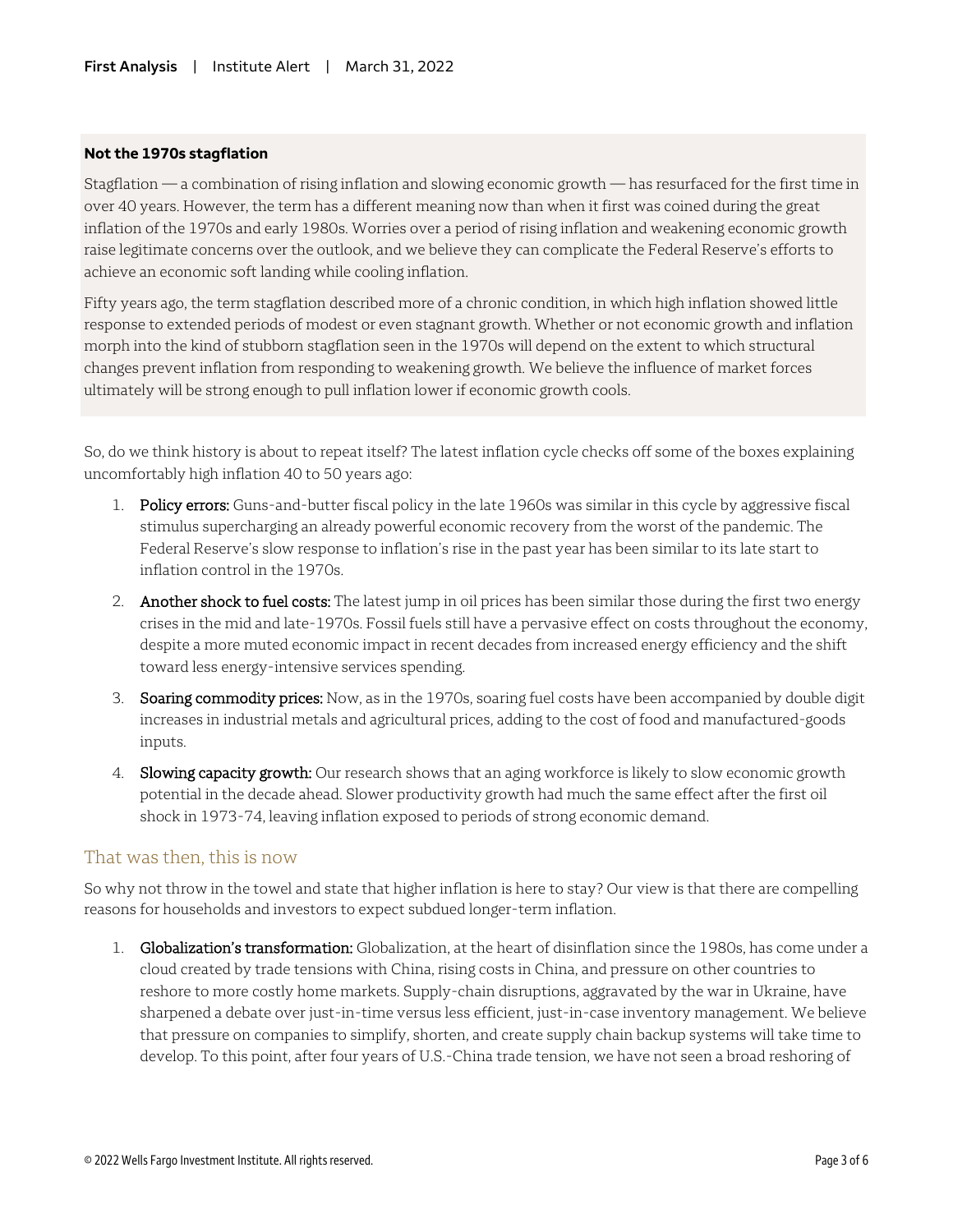**Not the 1970s stagflation**

Stagflation — a combination of rising inflation and slowing economic growth — has resurfaced for the first time in over 40 years. However, the term has a different meaning now than when it first was coined during the great inflation of the 1970s and early 1980s. Worries over a period of rising inflation and weakening economic growth raise legitimate concerns over the outlook, and we believe they can complicate the Federal Reserve's efforts to achieve an economic soft landing while cooling inflation.

Fifty years ago, the term stagflation described more of a chronic condition, in which high inflation showed little response to extended periods of modest or even stagnant growth. Whether or not economic growth and inflation morph into the kind of stubborn stagflation seen in the 1970s will depend on the extent to which structural changes prevent inflation from responding to weakening growth. We believe the influence of market forces ultimately will be strong enough to pull inflation lower if economic growth cools.

So, do we think history is about to repeat itself? The latest inflation cycle checks off some of the boxes explaining uncomfortably high inflation 40 to 50 years ago:

1. **Policy errors:** Guns-and-butter fiscal policy in the late 1960s was similar in this cycle by aggressive fiscal stimulus supercharging an already powerful economic recovery from the worst of the pandemic. The Federal Reserve's slow response to inflation's rise in the past year has been similar to its late start to inflation control in the 1970s.
2. **Another shock to fuel costs:** The latest jump in oil prices has been similar those during the first two energy crises in the mid and late-1970s. Fossil fuels still have a pervasive effect on costs throughout the economy, despite a more muted economic impact in recent decades from increased energy efficiency and the shift toward less energy-intensive services spending.
3. **Soaring commodity prices:** Now, as in the 1970s, soaring fuel costs have been accompanied by double digit increases in industrial metals and agricultural prices, adding to the cost of food and manufactured-goods inputs.
4. **Slowing capacity growth:** Our research shows that an aging workforce is likely to slow economic growth potential in the decade ahead. Slower productivity growth had much the same effect after the first oil shock in 1973-74, leaving inflation exposed to periods of strong economic demand.

## That was then, this is now

So why not throw in the towel and state that higher inflation is here to stay? Our view is that there are compelling reasons for households and investors to expect subdued longer-term inflation.

1. **Globalization's transformation:** Globalization, at the heart of disinflation since the 1980s, has come under a cloud created by trade tensions with China, rising costs in China, and pressure on other countries to reshore to more costly home markets. Supply-chain disruptions, aggravated by the war in Ukraine, have sharpened a debate over just-in-time versus less efficient, just-in-case inventory management. We believe that pressure on companies to simplify, shorten, and create supply chain backup systems will take time to develop. To this point, after four years of U.S.-China trade tension, we have not seen a broad reshoring of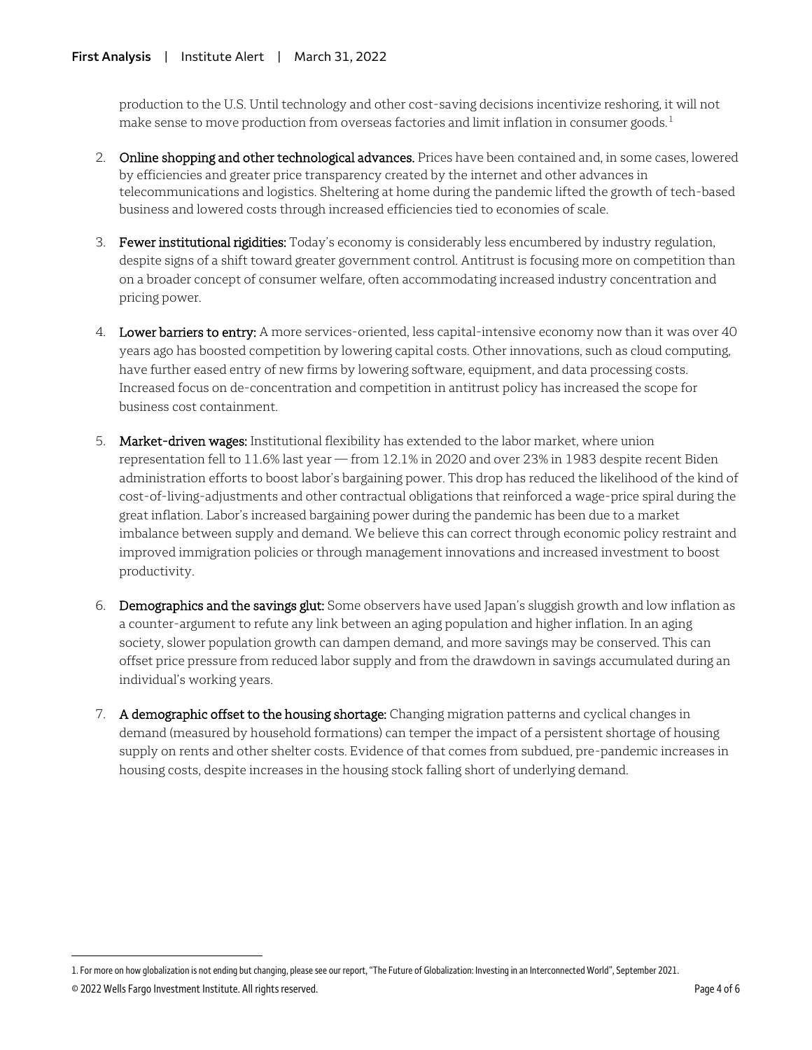production to the U.S. Until technology and other cost-saving decisions incentivize reshoring, it will not make sense to move production from overseas factories and limit inflation in consumer goods.[1]

2. **Online shopping and other technological advances.** Prices have been contained and, in some cases, lowered by efficiencies and greater price transparency created by the internet and other advances in telecommunications and logistics. Sheltering at home during the pandemic lifted the growth of tech-based business and lowered costs through increased efficiencies tied to economies of scale.

3. **Fewer institutional rigidities:** Today's economy is considerably less encumbered by industry regulation, despite signs of a shift toward greater government control. Antitrust is focusing more on competition than on a broader concept of consumer welfare, often accommodating increased industry concentration and pricing power.

4. **Lower barriers to entry:** A more services-oriented, less capital-intensive economy now than it was over 40 years ago has boosted competition by lowering capital costs. Other innovations, such as cloud computing, have further eased entry of new firms by lowering software, equipment, and data processing costs. Increased focus on de-concentration and competition in antitrust policy has increased the scope for business cost containment.

5. **Market-driven wages:** Institutional flexibility has extended to the labor market, where union representation fell to 11.6% last year — from 12.1% in 2020 and over 23% in 1983 despite recent Biden administration efforts to boost labor's bargaining power. This drop has reduced the likelihood of the kind of cost-of-living-adjustments and other contractual obligations that reinforced a wage-price spiral during the great inflation. Labor's increased bargaining power during the pandemic has been due to a market imbalance between supply and demand. We believe this can correct through economic policy restraint and improved immigration policies or through management innovations and increased investment to boost productivity.

6. **Demographics and the savings glut:** Some observers have used Japan's sluggish growth and low inflation as a counter-argument to refute any link between an aging population and higher inflation. In an aging society, slower population growth can dampen demand, and more savings may be conserved. This can offset price pressure from reduced labor supply and from the drawdown in savings accumulated during an individual's working years.

7. **A demographic offset to the housing shortage:** Changing migration patterns and cyclical changes in demand (measured by household formations) can temper the impact of a persistent shortage of housing supply on rents and other shelter costs. Evidence of that comes from subdued, pre-pandemic increases in housing costs, despite increases in the housing stock falling short of underlying demand.

---

1. For more on how globalization is not ending but changing, please see our report, "The Future of Globalization: Investing in an Interconnected World", September 2021.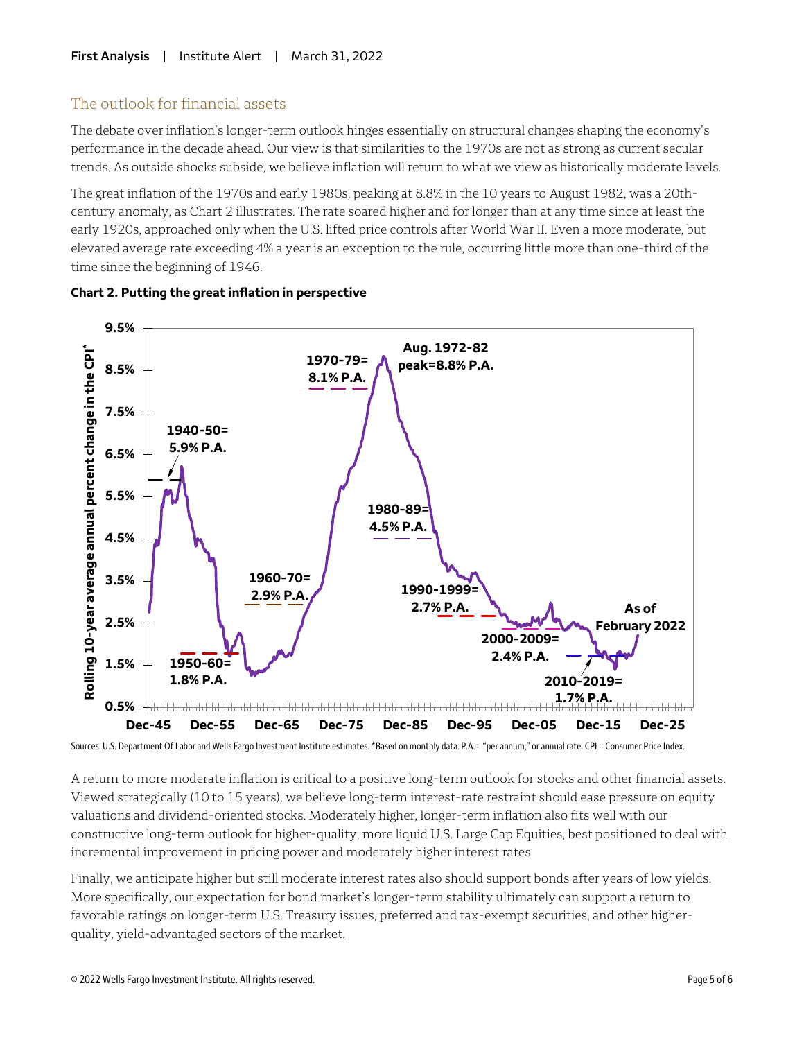## The outlook for financial assets

The debate over inflation's longer-term outlook hinges essentially on structural changes shaping the economy's performance in the decade ahead. Our view is that similarities to the 1970s are not as strong as current secular trends. As outside shocks subside, we believe inflation will return to what we view as historically moderate levels.

The great inflation of the 1970s and early 1980s, peaking at 8.8% in the 10 years to August 1982, was a 20th-century anomaly, as Chart 2 illustrates. The rate soared higher and for longer than at any time since at least the early 1920s, approached only when the U.S. lifted price controls after World War II. Even a more moderate, but elevated average rate exceeding 4% a year is an exception to the rule, occurring little more than one-third of the time since the beginning of 1946.

**Chart 2. Putting the great inflation in perspective**

Sources: U.S. Department Of Labor and Wells Fargo Investment Institute estimates. *Based on monthly data. P.A.= "per annum," or annual rate. CPI = Consumer Price Index.

A return to more moderate inflation is critical to a positive long-term outlook for stocks and other financial assets. Viewed strategically (10 to 15 years), we believe long-term interest-rate restraint should ease pressure on equity valuations and dividend-oriented stocks. Moderately higher, longer-term inflation also fits well with our constructive long-term outlook for higher-quality, more liquid U.S. Large Cap Equities, best positioned to deal with incremental improvement in pricing power and moderately higher interest rates.

Finally, we anticipate higher but still moderate interest rates also should support bonds after years of low yields. More specifically, our expectation for bond market's longer-term stability ultimately can support a return to favorable ratings on longer-term U.S. Treasury issues, preferred and tax-exempt securities, and other higher-quality, yield-advantaged sectors of the market.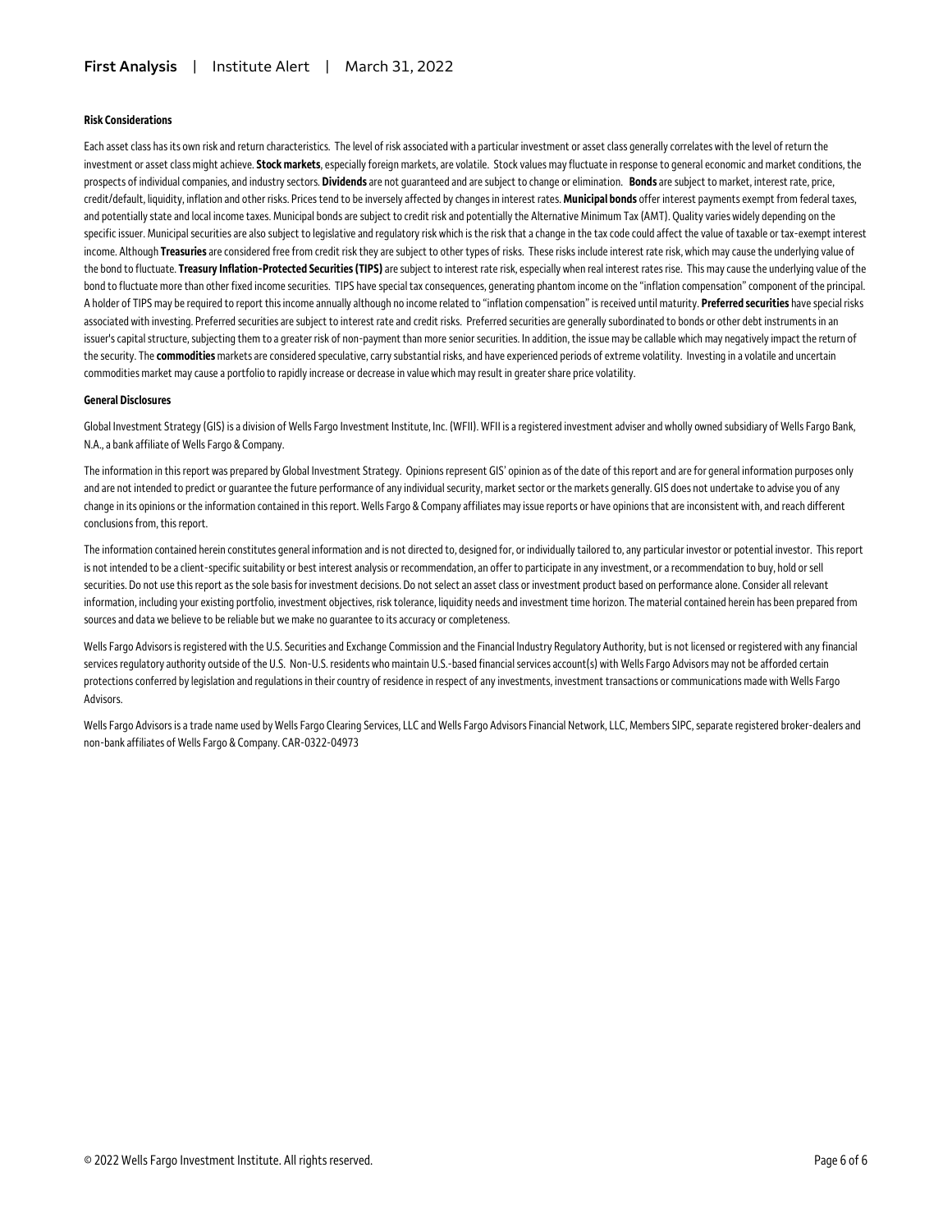**Risk Considerations**

Each asset class has its own risk and return characteristics. The level of risk associated with a particular investment or asset class generally correlates with the level of return the investment or asset class might achieve. **Stock markets**, especially foreign markets, are volatile. Stock values may fluctuate in response to general economic and market conditions, the prospects of individual companies, and industry sectors. **Dividends** are not guaranteed and are subject to change or elimination. **Bonds** are subject to market, interest rate, price, credit/default, liquidity, inflation and other risks. Prices tend to be inversely affected by changes in interest rates. **Municipal bonds** offer interest payments exempt from federal taxes, and potentially state and local income taxes. Municipal bonds are subject to credit risk and potentially the Alternative Minimum Tax (AMT). Quality varies widely depending on the specific issuer. Municipal securities are also subject to legislative and regulatory risk which is the risk that a change in the tax code could affect the value of taxable or tax-exempt interest income. Although **Treasuries** are considered free from credit risk they are subject to other types of risks. These risks include interest rate risk, which may cause the underlying value of the bond to fluctuate. **Treasury Inflation-Protected Securities (TIPS)** are subject to interest rate risk, especially when real interest rates rise. This may cause the underlying value of the bond to fluctuate more than other fixed income securities. TIPS have special tax consequences, generating phantom income on the "inflation compensation" component of the principal. A holder of TIPS may be required to report this income annually although no income related to "inflation compensation" is received until maturity. **Preferred securities** have special risks associated with investing. Preferred securities are subject to interest rate and credit risks. Preferred securities are generally subordinated to bonds or other debt instruments in an issuer's capital structure, subjecting them to a greater risk of non-payment than more senior securities. In addition, the issue may be callable which may negatively impact the return of the security. The **commodities** markets are considered speculative, carry substantial risks, and have experienced periods of extreme volatility. Investing in a volatile and uncertain commodities market may cause a portfolio to rapidly increase or decrease in value which may result in greater share price volatility.

**General Disclosures**

Global Investment Strategy (GIS) is a division of Wells Fargo Investment Institute, Inc. (WFII). WFII is a registered investment adviser and wholly owned subsidiary of Wells Fargo Bank, N.A., a bank affiliate of Wells Fargo & Company.

The information in this report was prepared by Global Investment Strategy. Opinions represent GIS' opinion as of the date of this report and are for general information purposes only and are not intended to predict or guarantee the future performance of any individual security, market sector or the markets generally. GIS does not undertake to advise you of any change in its opinions or the information contained in this report. Wells Fargo & Company affiliates may issue reports or have opinions that are inconsistent with, and reach different conclusions from, this report.

The information contained herein constitutes general information and is not directed to, designed for, or individually tailored to, any particular investor or potential investor. This report is not intended to be a client-specific suitability or best interest analysis or recommendation, an offer to participate in any investment, or a recommendation to buy, hold or sell securities. Do not use this report as the sole basis for investment decisions. Do not select an asset class or investment product based on performance alone. Consider all relevant information, including your existing portfolio, investment objectives, risk tolerance, liquidity needs and investment time horizon. The material contained herein has been prepared from sources and data we believe to be reliable but we make no guarantee to its accuracy or completeness.

Wells Fargo Advisors is registered with the U.S. Securities and Exchange Commission and the Financial Industry Regulatory Authority, but is not licensed or registered with any financial services regulatory authority outside of the U.S. Non-U.S. residents who maintain U.S.-based financial services account(s) with Wells Fargo Advisors may not be afforded certain protections conferred by legislation and regulations in their country of residence in respect of any investments, investment transactions or communications made with Wells Fargo Advisors.

Wells Fargo Advisors is a trade name used by Wells Fargo Clearing Services, LLC and Wells Fargo Advisors Financial Network, LLC, Members SIPC, separate registered broker-dealers and non-bank affiliates of Wells Fargo & Company. CAR-0322-04973

© 2022 Wells Fargo Investment Institute. All rights reserved.